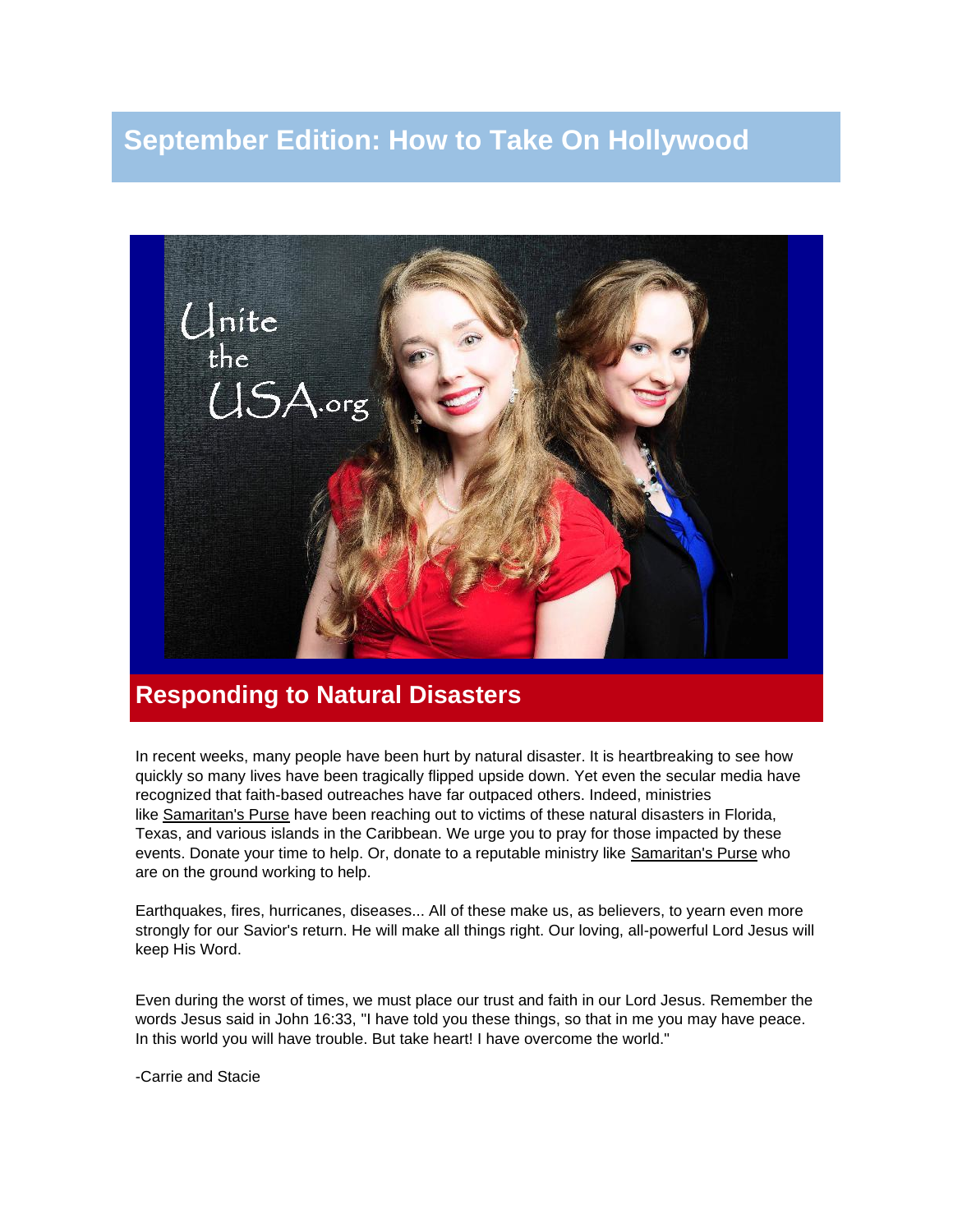# September Edition: How to Take On Hollywood

## Responding to Natural Disasters

In recent weeks, many people have been hurt by natural disaster. It is heartbreaking to see how quickly so many lives have been tragically flipped upside down. Yet even the secular media have recognized that faith-based outreaches have far outpaced others. Indeed, ministries like Samaritan's Purse have been reaching out to victims of these natural disasters in Florida, Texas, and various islands in the Caribbean. We urge you to pray for those impacted by these events. Donate your time to help. Or, donate to a reputable ministry like Samaritan's Purse who are on the ground working to help.

Earthquakes, fires, hurricanes, diseases... All of these make us, as believers, to yearn even more strongly for our Savior's return. He will make all things right. Our loving, all-powerful Lord Jesus will keep His Word.

Even during the worst of times, we must place our trust and faith in our Lord Jesus. Remember the words Jesus said in John 16:33, "I have told you these things, so that in me you may have peace. In this world you will have trouble. But take heart! I have overcome the world."

-Carrie and Stacie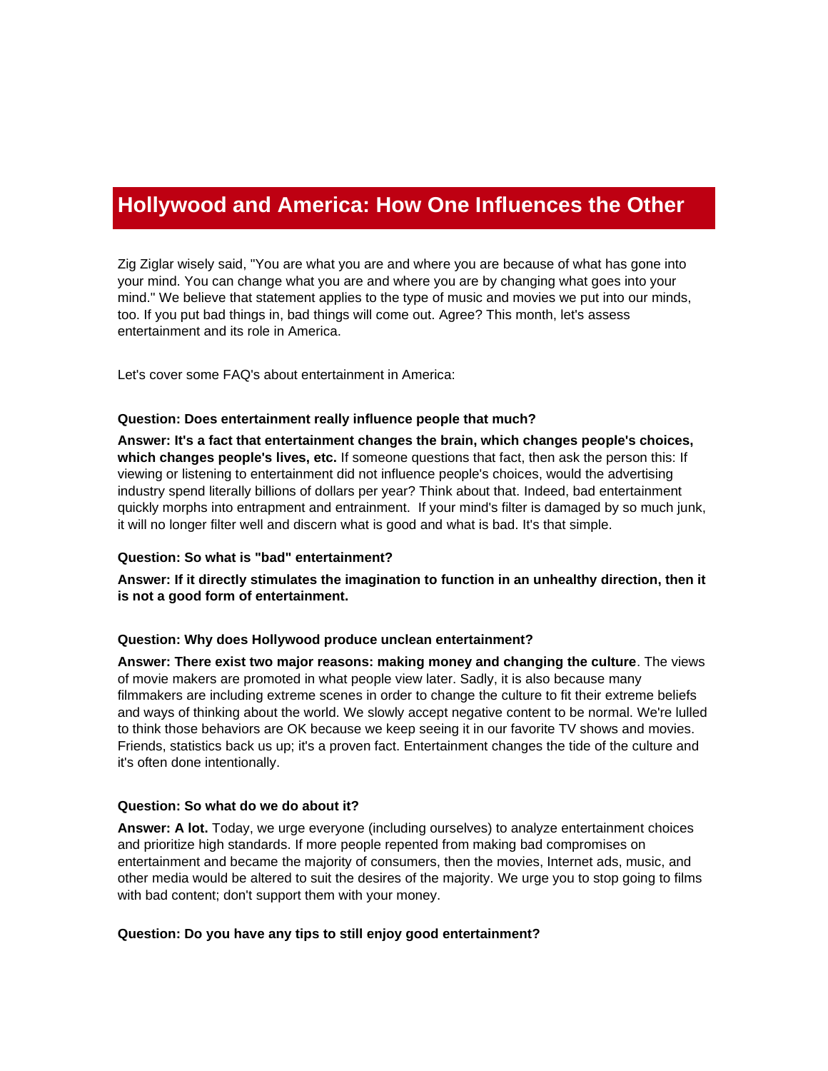# Hollywood and America: How One Influences the Other

Zig Ziglar wisely said, "You are what you are and where you are because of what has gone into your mind. You can change what you are and where you are by changing what goes into your mind." We believe that statement applies to the type of music and movies we put into our minds, too. If you put bad things in, bad things will come out. Agree? This month, let's assess entertainment and its role in America.

Let's cover some FAQ's about entertainment in America:

**Question: Does entertainment really influence people that much?**

**Answer: It's a fact that entertainment changes the brain, which changes people's choices, which changes people's lives, etc.** If someone questions that fact, then ask the person this: If viewing or listening to entertainment did not influence people's choices, would the advertising industry spend literally billions of dollars per year? Think about that. Indeed, bad entertainment quickly morphs into entrapment and entrainment. If your mind's filter is damaged by so much junk, it will no longer filter well and discern what is good and what is bad. It's that simple.

**Question: So what is "bad" entertainment?**

**Answer: If it directly stimulates the imagination to function in an unhealthy direction, then it is not a good form of entertainment.**

**Question: Why does Hollywood produce unclean entertainment?**

**Answer: There exist two major reasons: making money and changing the culture**. The views of movie makers are promoted in what people view later. Sadly, it is also because many filmmakers are including extreme scenes in order to change the culture to fit their extreme beliefs and ways of thinking about the world. We slowly accept negative content to be normal. We're lulled to think those behaviors are OK because we keep seeing it in our favorite TV shows and movies. Friends, statistics back us up; it's a proven fact. Entertainment changes the tide of the culture and it's often done intentionally.

**Question: So what do we do about it?**

**Answer: A lot.** Today, we urge everyone (including ourselves) to analyze entertainment choices and prioritize high standards. If more people repented from making bad compromises on entertainment and became the majority of consumers, then the movies, Internet ads, music, and other media would be altered to suit the desires of the majority. We urge you to stop going to films with bad content; don't support them with your money.

**Question: Do you have any tips to still enjoy good entertainment?**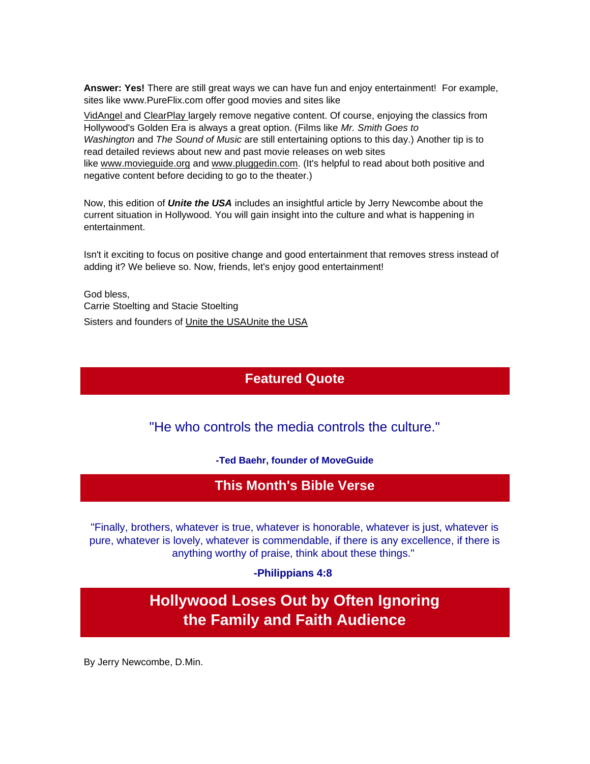**Answer: Yes!** There are still great ways we can have fun and enjoy entertainment! For example, sites like www.PureFlix.com offer good movies and sites like

VidAngel and ClearPlay largely remove negative content. Of course, enjoying the classics from Hollywood's Golden Era is always a great option. (Films like *Mr. Smith Goes to Washington* and *The Sound of Music* are still entertaining options to this day.) Another tip is to read detailed reviews about new and past movie releases on web sites like www.movieguide.org and www.pluggedin.com. (It's helpful to read about both positive and negative content before deciding to go to the theater.)

Now, this edition of ***Unite the USA*** includes an insightful article by Jerry Newcombe about the current situation in Hollywood. You will gain insight into the culture and what is happening in entertainment.

Isn't it exciting to focus on positive change and good entertainment that removes stress instead of adding it? We believe so. Now, friends, let's enjoy good entertainment!

God bless,
Carrie Stoelting and Stacie Stoelting
Sisters and founders of Unite the USAUnite the USA

## Featured Quote

"He who controls the media controls the culture."

**-Ted Baehr, founder of MoveGuide**

## This Month's Bible Verse

"Finally, brothers, whatever is true, whatever is honorable, whatever is just, whatever is pure, whatever is lovely, whatever is commendable, if there is any excellence, if there is anything worthy of praise, think about these things."

**-Philippians 4:8**

## Hollywood Loses Out by Often Ignoring the Family and Faith Audience

By Jerry Newcombe, D.Min.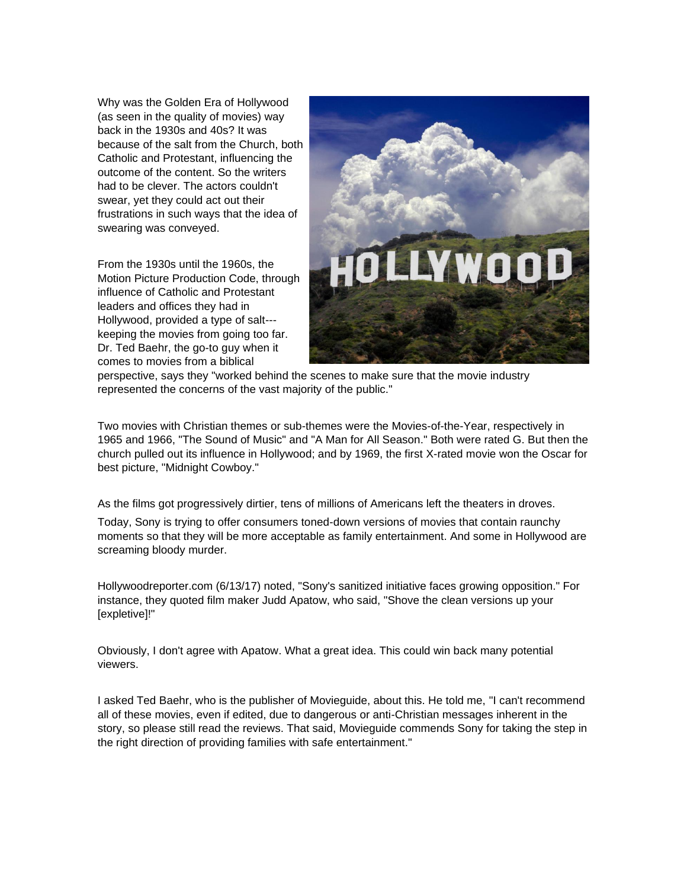Why was the Golden Era of Hollywood (as seen in the quality of movies) way back in the 1930s and 40s? It was because of the salt from the Church, both Catholic and Protestant, influencing the outcome of the content. So the writers had to be clever. The actors couldn't swear, yet they could act out their frustrations in such ways that the idea of swearing was conveyed.

From the 1930s until the 1960s, the Motion Picture Production Code, through influence of Catholic and Protestant leaders and offices they had in Hollywood, provided a type of salt---keeping the movies from going too far. Dr. Ted Baehr, the go-to guy when it comes to movies from a biblical perspective, says they "worked behind the scenes to make sure that the movie industry represented the concerns of the vast majority of the public."

Two movies with Christian themes or sub-themes were the Movies-of-the-Year, respectively in 1965 and 1966, "The Sound of Music" and "A Man for All Season." Both were rated G. But then the church pulled out its influence in Hollywood; and by 1969, the first X-rated movie won the Oscar for best picture, "Midnight Cowboy."

As the films got progressively dirtier, tens of millions of Americans left the theaters in droves.

Today, Sony is trying to offer consumers toned-down versions of movies that contain raunchy moments so that they will be more acceptable as family entertainment. And some in Hollywood are screaming bloody murder.

Hollywoodreporter.com (6/13/17) noted, "Sony's sanitized initiative faces growing opposition." For instance, they quoted film maker Judd Apatow, who said, "Shove the clean versions up your [expletive]!"

Obviously, I don't agree with Apatow. What a great idea. This could win back many potential viewers.

I asked Ted Baehr, who is the publisher of Movieguide, about this. He told me, "I can't recommend all of these movies, even if edited, due to dangerous or anti-Christian messages inherent in the story, so please still read the reviews. That said, Movieguide commends Sony for taking the step in the right direction of providing families with safe entertainment."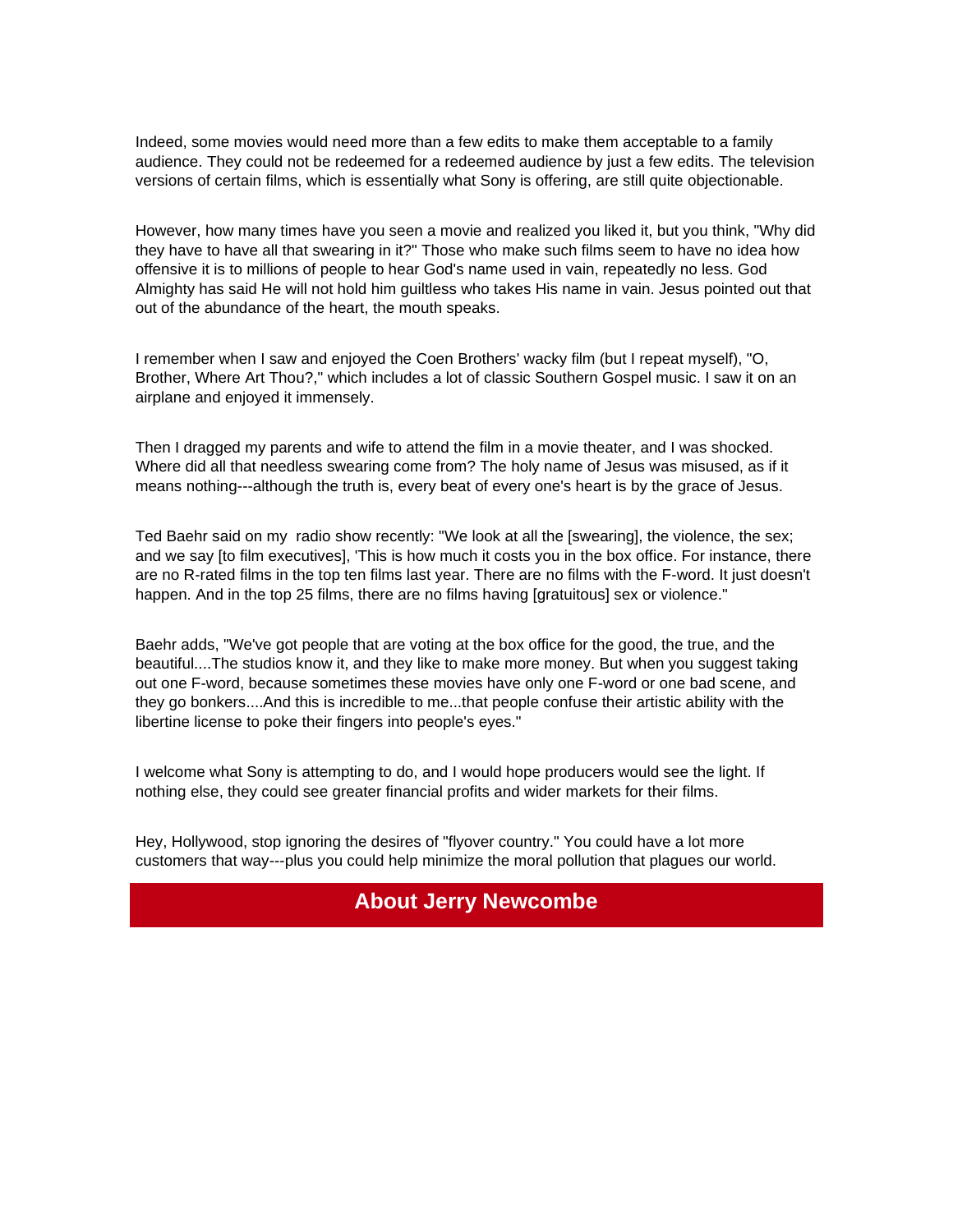Indeed, some movies would need more than a few edits to make them acceptable to a family audience. They could not be redeemed for a redeemed audience by just a few edits. The television versions of certain films, which is essentially what Sony is offering, are still quite objectionable.

However, how many times have you seen a movie and realized you liked it, but you think, "Why did they have to have all that swearing in it?" Those who make such films seem to have no idea how offensive it is to millions of people to hear God's name used in vain, repeatedly no less. God Almighty has said He will not hold him guiltless who takes His name in vain. Jesus pointed out that out of the abundance of the heart, the mouth speaks.

I remember when I saw and enjoyed the Coen Brothers' wacky film (but I repeat myself), "O, Brother, Where Art Thou?," which includes a lot of classic Southern Gospel music. I saw it on an airplane and enjoyed it immensely.

Then I dragged my parents and wife to attend the film in a movie theater, and I was shocked. Where did all that needless swearing come from? The holy name of Jesus was misused, as if it means nothing---although the truth is, every beat of every one's heart is by the grace of Jesus.

Ted Baehr said on my radio show recently: "We look at all the [swearing], the violence, the sex; and we say [to film executives], 'This is how much it costs you in the box office. For instance, there are no R-rated films in the top ten films last year. There are no films with the F-word. It just doesn't happen. And in the top 25 films, there are no films having [gratuitous] sex or violence."

Baehr adds, "We've got people that are voting at the box office for the good, the true, and the beautiful....The studios know it, and they like to make more money. But when you suggest taking out one F-word, because sometimes these movies have only one F-word or one bad scene, and they go bonkers....And this is incredible to me...that people confuse their artistic ability with the libertine license to poke their fingers into people's eyes."

I welcome what Sony is attempting to do, and I would hope producers would see the light. If nothing else, they could see greater financial profits and wider markets for their films.

Hey, Hollywood, stop ignoring the desires of "flyover country." You could have a lot more customers that way---plus you could help minimize the moral pollution that plagues our world.

## About Jerry Newcombe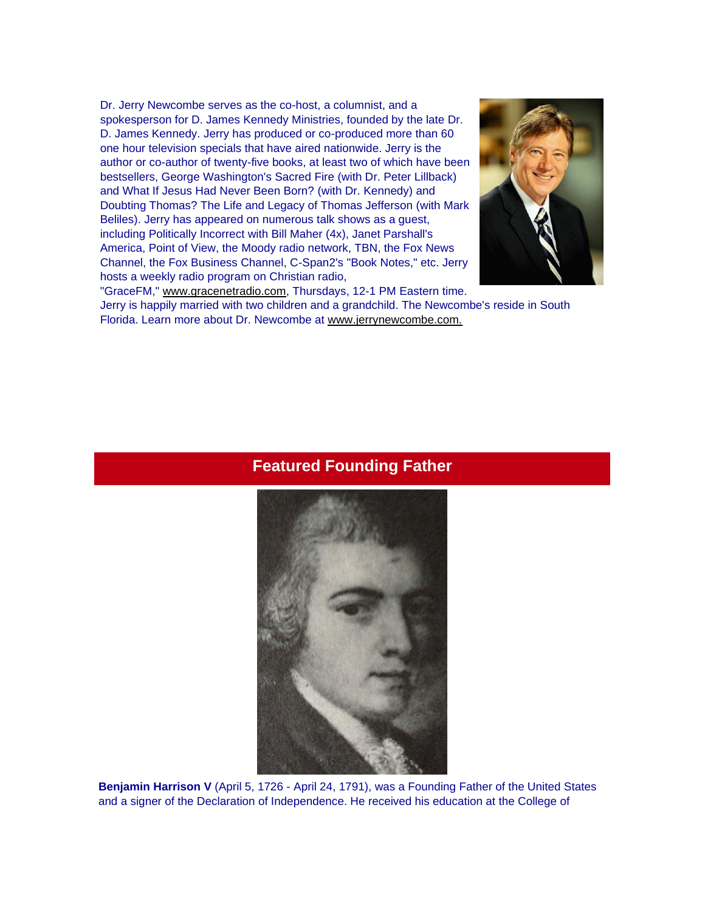Dr. Jerry Newcombe serves as the co-host, a columnist, and a spokesperson for D. James Kennedy Ministries, founded by the late Dr. D. James Kennedy. Jerry has produced or co-produced more than 60 one hour television specials that have aired nationwide. Jerry is the author or co-author of twenty-five books, at least two of which have been bestsellers, George Washington's Sacred Fire (with Dr. Peter Lillback) and What If Jesus Had Never Been Born? (with Dr. Kennedy) and Doubting Thomas? The Life and Legacy of Thomas Jefferson (with Mark Beliles). Jerry has appeared on numerous talk shows as a guest, including Politically Incorrect with Bill Maher (4x), Janet Parshall's America, Point of View, the Moody radio network, TBN, the Fox News Channel, the Fox Business Channel, C-Span2's "Book Notes," etc. Jerry hosts a weekly radio program on Christian radio, "GraceFM," www.gracenetradio.com, Thursdays, 12-1 PM Eastern time. Jerry is happily married with two children and a grandchild. The Newcombe's reside in South Florida. Learn more about Dr. Newcombe at www.jerrynewcombe.com.

## Featured Founding Father

**Benjamin Harrison V** (April 5, 1726 - April 24, 1791), was a Founding Father of the United States and a signer of the Declaration of Independence. He received his education at the College of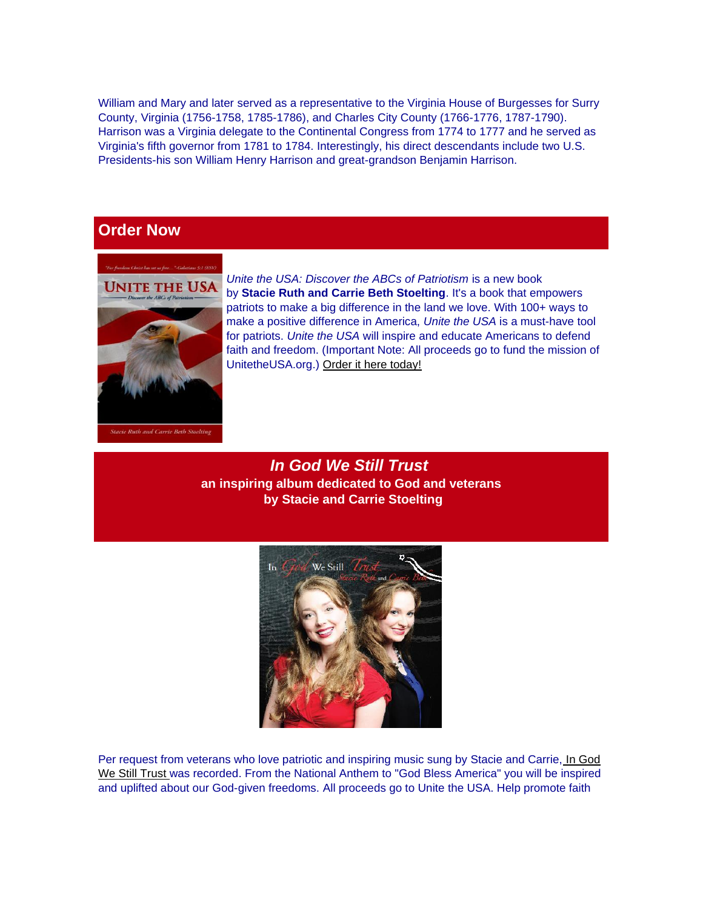William and Mary and later served as a representative to the Virginia House of Burgesses for Surry County, Virginia (1756-1758, 1785-1786), and Charles City County (1766-1776, 1787-1790). Harrison was a Virginia delegate to the Continental Congress from 1774 to 1777 and he served as Virginia's fifth governor from 1781 to 1784. Interestingly, his direct descendants include two U.S. Presidents-his son William Henry Harrison and great-grandson Benjamin Harrison.

## Order Now

*Unite the USA: Discover the ABCs of Patriotism* is a new book by **Stacie Ruth and Carrie Beth Stoelting**. It's a book that empowers patriots to make a big difference in the land we love. With 100+ ways to make a positive difference in America, *Unite the USA* is a must-have tool for patriots. *Unite the USA* will inspire and educate Americans to defend faith and freedom. (Important Note: All proceeds go to fund the mission of UnitetheUSA.org.) Order it here today!

## *In God We Still Trust*

**an inspiring album dedicated to God and veterans**
**by Stacie and Carrie Stoelting**

Per request from veterans who love patriotic and inspiring music sung by Stacie and Carrie, In God We Still Trust was recorded. From the National Anthem to "God Bless America" you will be inspired and uplifted about our God-given freedoms. All proceeds go to Unite the USA. Help promote faith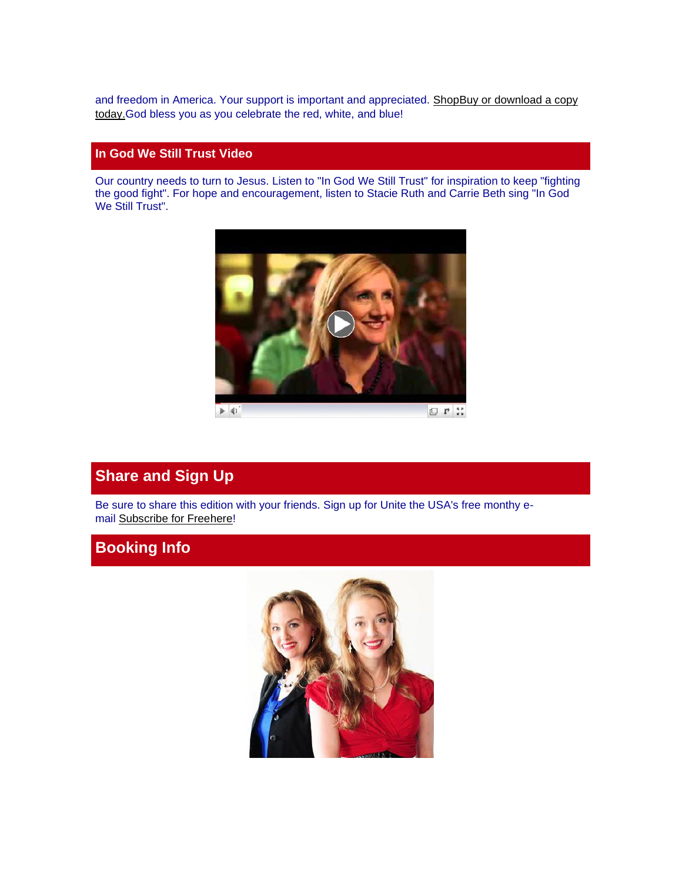and freedom in America. Your support is important and appreciated. ShopBuy or download a copy today.God bless you as you celebrate the red, white, and blue!

## In God We Still Trust Video

Our country needs to turn to Jesus. Listen to "In God We Still Trust" for inspiration to keep "fighting the good fight". For hope and encouragement, listen to Stacie Ruth and Carrie Beth sing "In God We Still Trust".

## Share and Sign Up

Be sure to share this edition with your friends. Sign up for Unite the USA's free monthy e-mail Subscribe for Freehere!

## Booking Info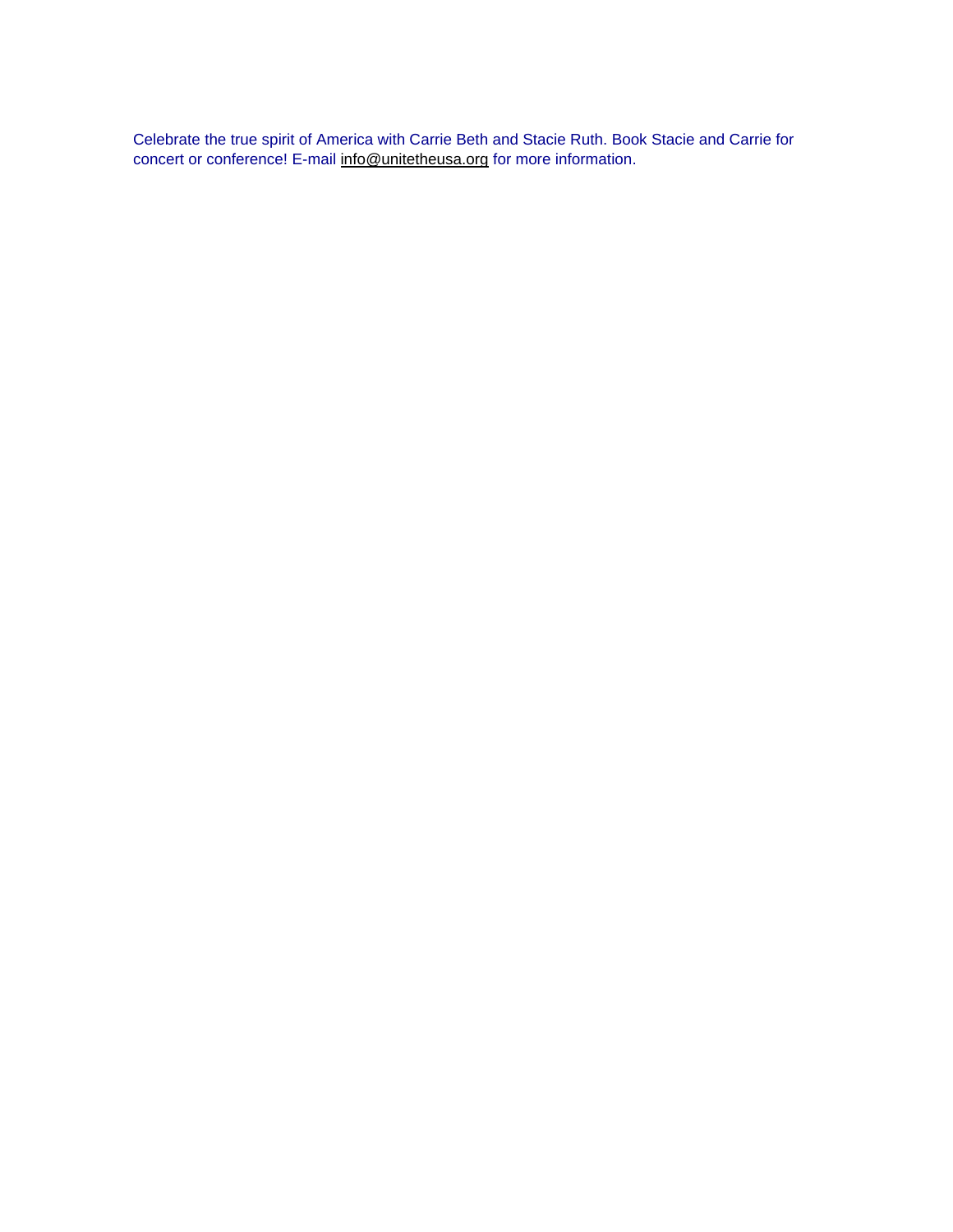Celebrate the true spirit of America with Carrie Beth and Stacie Ruth. Book Stacie and Carrie for concert or conference! E-mail info@unitetheusa.org for more information.